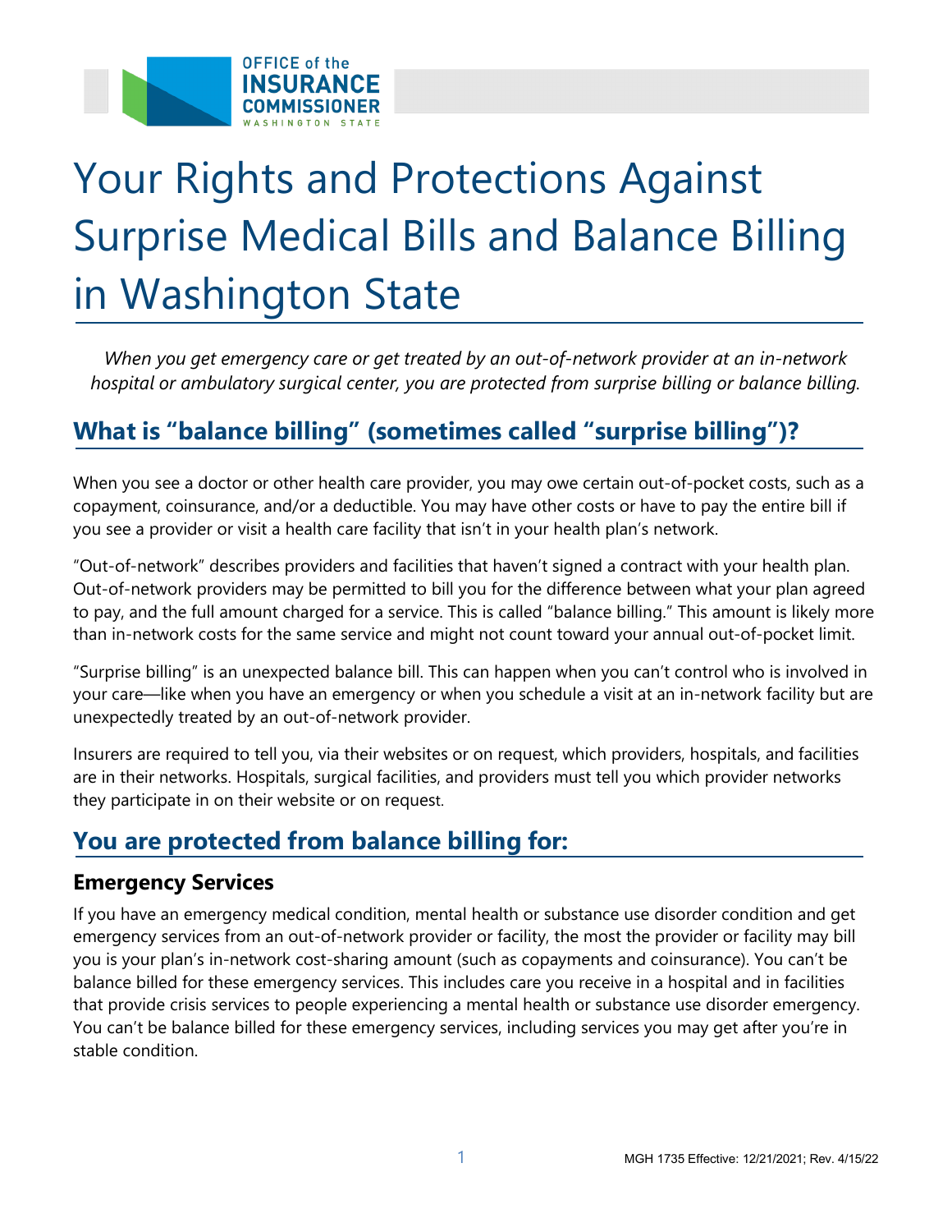# Your Rights and Protections Against Surprise Medical Bills and Balance Billing in Washington State

*When you get emergency care or get treated by an out-of-network provider at an in-network hospital or ambulatory surgical center, you are protected from surprise billing or balance billing.*

## What is "balance billing" (sometimes called "surprise billing")?

When you see a doctor or other health care provider, you may owe certain out-of-pocket costs, such as a copayment, coinsurance, and/or a deductible. You may have other costs or have to pay the entire bill if you see a provider or visit a health care facility that isn't in your health plan's network.

"Out-of-network" describes providers and facilities that haven't signed a contract with your health plan. Out-of-network providers may be permitted to bill you for the difference between what your plan agreed to pay, and the full amount charged for a service. This is called "balance billing." This amount is likely more than in-network costs for the same service and might not count toward your annual out-of-pocket limit.

"Surprise billing" is an unexpected balance bill. This can happen when you can't control who is involved in your care—like when you have an emergency or when you schedule a visit at an in-network facility but are unexpectedly treated by an out-of-network provider.

Insurers are required to tell you, via their websites or on request, which providers, hospitals, and facilities are in their networks. Hospitals, surgical facilities, and providers must tell you which provider networks they participate in on their website or on request.

## You are protected from balance billing for:

### Emergency Services

If you have an emergency medical condition, mental health or substance use disorder condition and get emergency services from an out-of-network provider or facility, the most the provider or facility may bill you is your plan's in-network cost-sharing amount (such as copayments and coinsurance). You can't be balance billed for these emergency services. This includes care you receive in a hospital and in facilities that provide crisis services to people experiencing a mental health or substance use disorder emergency. You can't be balance billed for these emergency services, including services you may get after you're in stable condition.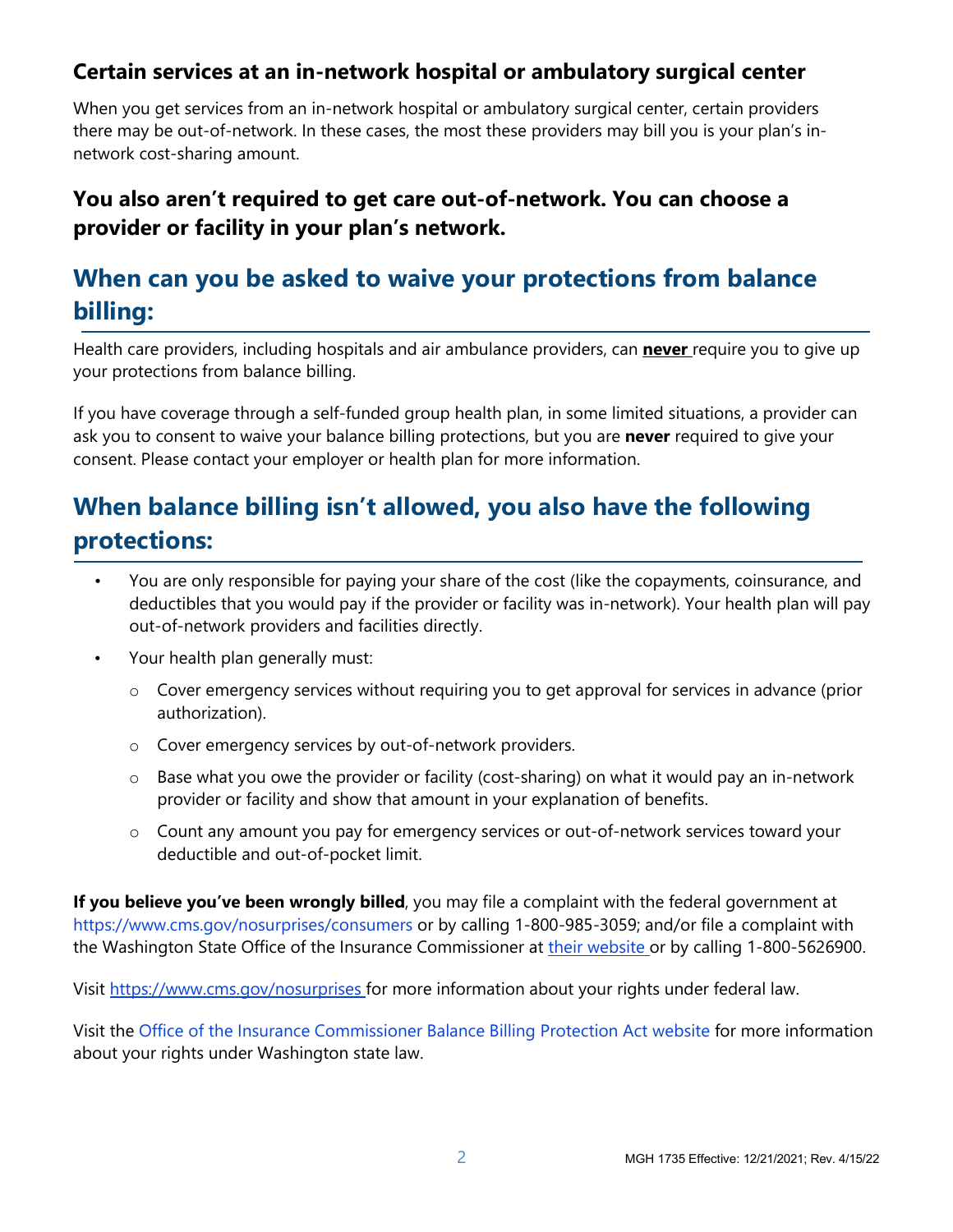### Certain services at an in-network hospital or ambulatory surgical center

When you get services from an in-network hospital or ambulatory surgical center, certain providers there may be out-of-network. In these cases, the most these providers may bill you is your plan's in-network cost-sharing amount.

### You also aren't required to get care out-of-network. You can choose a provider or facility in your plan's network.

## When can you be asked to waive your protections from balance billing:

Health care providers, including hospitals and air ambulance providers, can **never** require you to give up your protections from balance billing.

If you have coverage through a self-funded group health plan, in some limited situations, a provider can ask you to consent to waive your balance billing protections, but you are **never** required to give your consent. Please contact your employer or health plan for more information.

## When balance billing isn't allowed, you also have the following protections:

- You are only responsible for paying your share of the cost (like the copayments, coinsurance, and deductibles that you would pay if the provider or facility was in-network). Your health plan will pay out-of-network providers and facilities directly.
- Your health plan generally must:
  - Cover emergency services without requiring you to get approval for services in advance (prior authorization).
  - Cover emergency services by out-of-network providers.
  - Base what you owe the provider or facility (cost-sharing) on what it would pay an in-network provider or facility and show that amount in your explanation of benefits.
  - Count any amount you pay for emergency services or out-of-network services toward your deductible and out-of-pocket limit.

**If you believe you've been wrongly billed**, you may file a complaint with the federal government at https://www.cms.gov/nosurprises/consumers or by calling 1-800-985-3059; and/or file a complaint with the Washington State Office of the Insurance Commissioner at their website or by calling 1-800-5626900.

Visit https://www.cms.gov/nosurprises for more information about your rights under federal law.

Visit the Office of the Insurance Commissioner Balance Billing Protection Act website for more information about your rights under Washington state law.

MGH 1735 Effective: 12/21/2021; Rev. 4/15/22